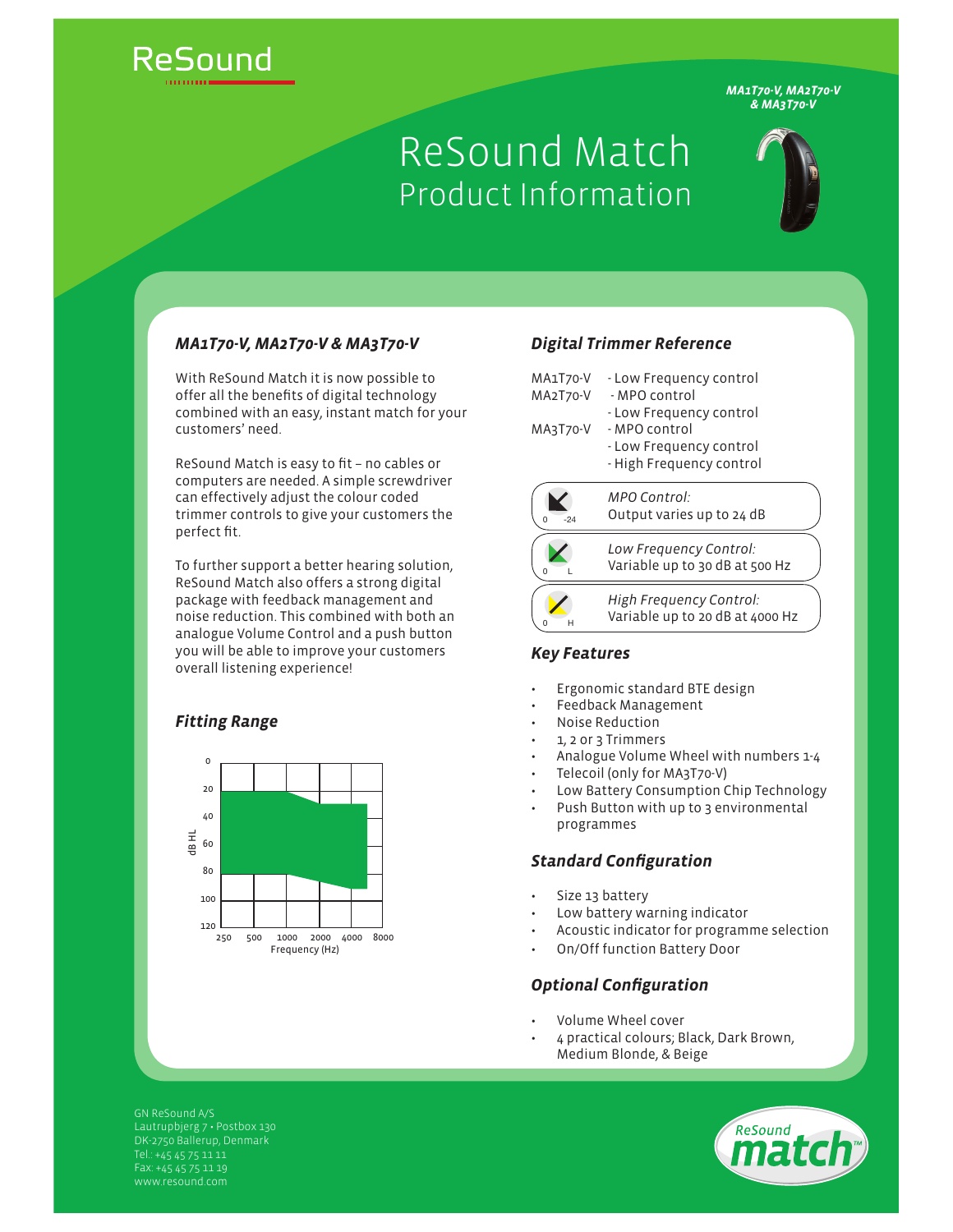ReSound

*MA1T70-V, MA2T70-V & MA3T70-V*

# ReSound Match
## Product Information

### *MA1T70-V, MA2T70-V & MA3T70-V*

With ReSound Match it is now possible to offer all the benefits of digital technology combined with an easy, instant match for your customers' need.

ReSound Match is easy to fit – no cables or computers are needed. A simple screwdriver can effectively adjust the colour coded trimmer controls to give your customers the perfect fit.

To further support a better hearing solution, ReSound Match also offers a strong digital package with feedback management and noise reduction. This combined with both an analogue Volume Control and a push button you will be able to improve your customers overall listening experience!

### *Fitting Range*

dB HL: 0, 20, 40, 60, 80, 100, 120

Frequency (Hz): 250, 500, 1000, 2000, 4000, 8000

### *Digital Trimmer Reference*

MA1T70-V - Low Frequency control

MA2T70-V - MPO control
- Low Frequency control

MA3T70-V - MPO control
- Low Frequency control
- High Frequency control

| | |
|---|---|
| 0 -24 | *MPO Control:* Output varies up to 24 dB |
| 0 L | *Low Frequency Control:* Variable up to 30 dB at 500 Hz |
| 0 H | *High Frequency Control:* Variable up to 20 dB at 4000 Hz |

### *Key Features*

- Ergonomic standard BTE design
- Feedback Management
- Noise Reduction
- 1, 2 or 3 Trimmers
- Analogue Volume Wheel with numbers 1-4
- Telecoil (only for MA3T70-V)
- Low Battery Consumption Chip Technology
- Push Button with up to 3 environmental programmes

### *Standard Configuration*

- Size 13 battery
- Low battery warning indicator
- Acoustic indicator for programme selection
- On/Off function Battery Door

### *Optional Configuration*

- Volume Wheel cover
- 4 practical colours; Black, Dark Brown, Medium Blonde, & Beige

GN ReSound A/S
Lautrupbjerg 7 • Postbox 130
DK-2750 Ballerup, Denmark
Tel.: +45 45 75 11 11
Fax: +45 45 75 11 19
www.resound.com

ReSound match™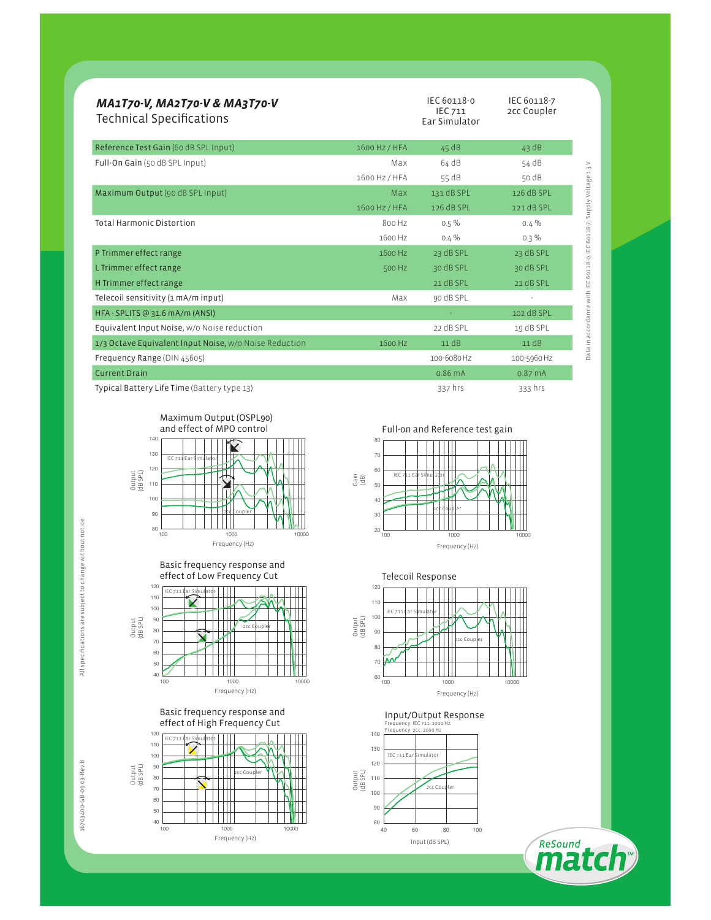# *MA1T70-V, MA2T70-V & MA3T70-V*

## Technical Specifications

| | | IEC 60118-0 IEC 711 Ear Simulator | IEC 60118-7 2cc Coupler |
|---|---|---|---|
| Reference Test Gain (60 dB SPL Input) | 1600 Hz / HFA | 45 dB | 43 dB |
| Full-On Gain (50 dB SPL Input) | Max | 64 dB | 54 dB |
| | 1600 Hz / HFA | 55 dB | 50 dB |
| Maximum Output (90 dB SPL Input) | Max | 131 dB SPL | 126 dB SPL |
| | 1600 Hz / HFA | 126 dB SPL | 121 dB SPL |
| Total Harmonic Distortion | 800 Hz | 0.5 % | 0.4 % |
| | 1600 Hz | 0.4 % | 0.3 % |
| P Trimmer effect range | 1600 Hz | 23 dB SPL | 23 dB SPL |
| L Trimmer effect range | 500 Hz | 30 dB SPL | 30 dB SPL |
| H Trimmer effect range | | 21 dB SPL | 21 dB SPL |
| Telecoil sensitivity (1 mA/m input) | Max | 90 dB SPL | - |
| HFA - SPLITS @ 31.6 mA/m (ANSI) | | - | 102 dB SPL |
| Equivalent Input Noise, w/o Noise reduction | | 22 dB SPL | 19 dB SPL |
| 1/3 Octave Equivalent Input Noise, w/o Noise Reduction | 1600 Hz | 11 dB | 11 dB |
| Frequency Range (DIN 45605) | | 100-6080 Hz | 100-5960 Hz |
| Current Drain | | 0.86 mA | 0.87 mA |
| Typical Battery Life Time (Battery type 13) | | 337 hrs | 333 hrs |

Data in accordance with IEC 60118-0, IEC 60118-7; Supply Voltage 1.3 V

Maximum Output (OSPL90) and effect of MPO control
Output (dB SPL)
140
130
120
110
100
90
80
IEC 711 Ear Simulator
2cc Coupler
100
1000
10000
Frequency (Hz)

Full-on and Reference test gain
Gain (dB)
80
70
60
50
40
30
20
IEC 711 Ear Simulator
2cc Coupler
100
1000
10000
Frequency (Hz)

Basic frequency response and effect of Low Frequency Cut
Output (dB SPL)
120
110
100
90
80
70
60
50
40
IEC 711 Ear Simulator
2cc Coupler
100
1000
10000
Frequency (Hz)

Telecoil Response
Output (dB SPL)
120
110
100
90
80
70
60
IEC 711 Ear Simulator
2cc Coupler
100
1000
10000
Frequency (Hz)

Basic frequency response and effect of High Frequency Cut
Output (dB SPL)
120
110
100
90
80
70
60
50
40
IEC 711 Ear Simulator
2cc Coupler
100
1000
10000
Frequency (Hz)

Input/Output Response
Frequency IEC 711: 2000 Hz
Frequency 2cc: 2000 Hz
Output (dB SPL)
140
130
120
110
100
90
80
IEC 711 Ear Simulator
2cc Coupler
40
60
80
100
Input (dB SPL)

All specifications are subject to change without notice

16703400-GB-09.03-Rev.B

ReSound match™